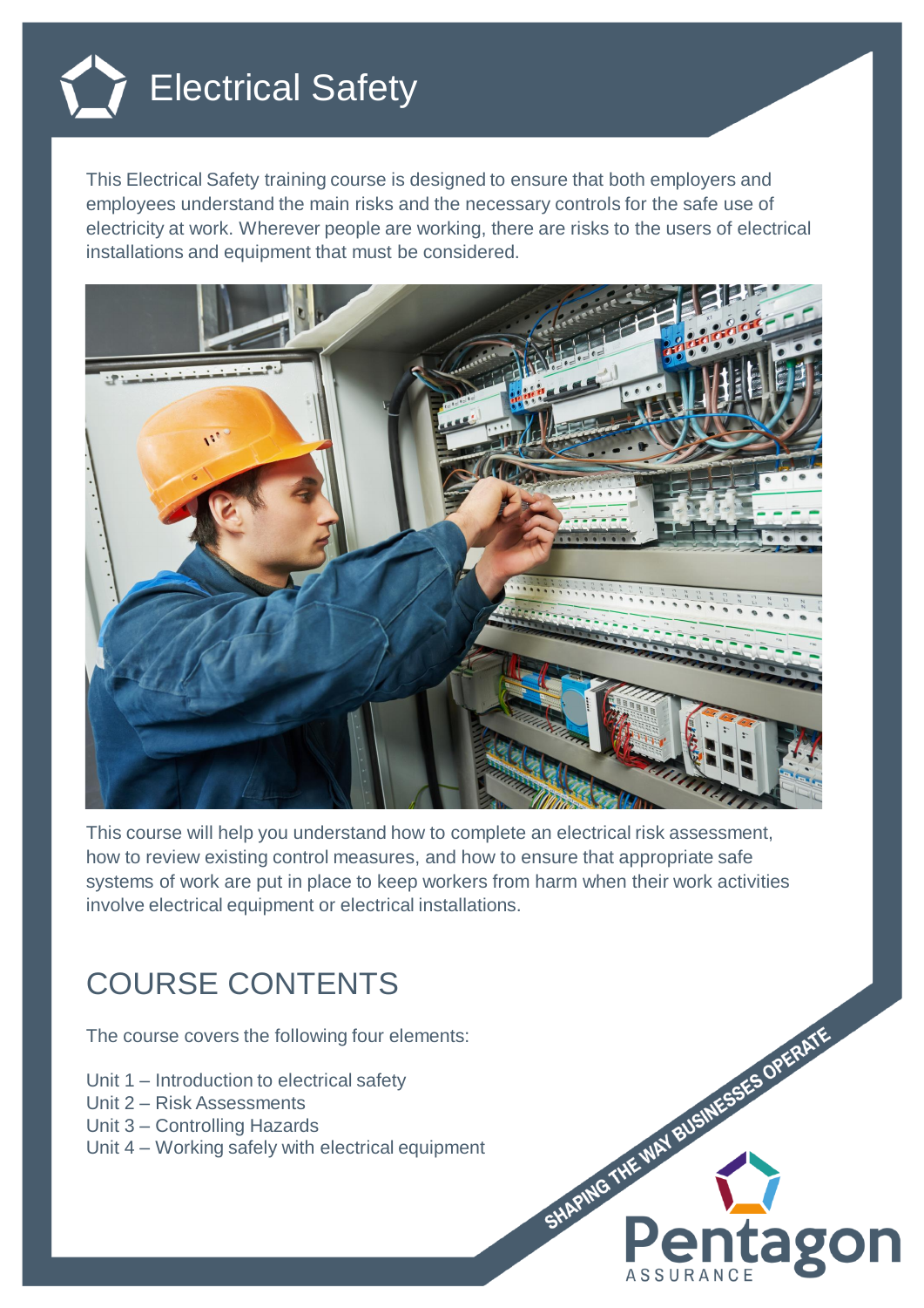# Electrical Safety

This Electrical Safety training course is designed to ensure that both employers and employees understand the main risks and the necessary controls for the safe use of electricity at work. Wherever people are working, there are risks to the users of electrical installations and equipment that must be considered.

This course will help you understand how to complete an electrical risk assessment, how to review existing control measures, and how to ensure that appropriate safe systems of work are put in place to keep workers from harm when their work activities involve electrical equipment or electrical installations.

## COURSE CONTENTS

The course covers the following four elements:

Unit 1 – Introduction to electrical safety
Unit 2 – Risk Assessments
Unit 3 – Controlling Hazards
Unit 4 – Working safely with electrical equipment

SHAPING THE WAY BUSINESSES OPERATE

Pentagon ASSURANCE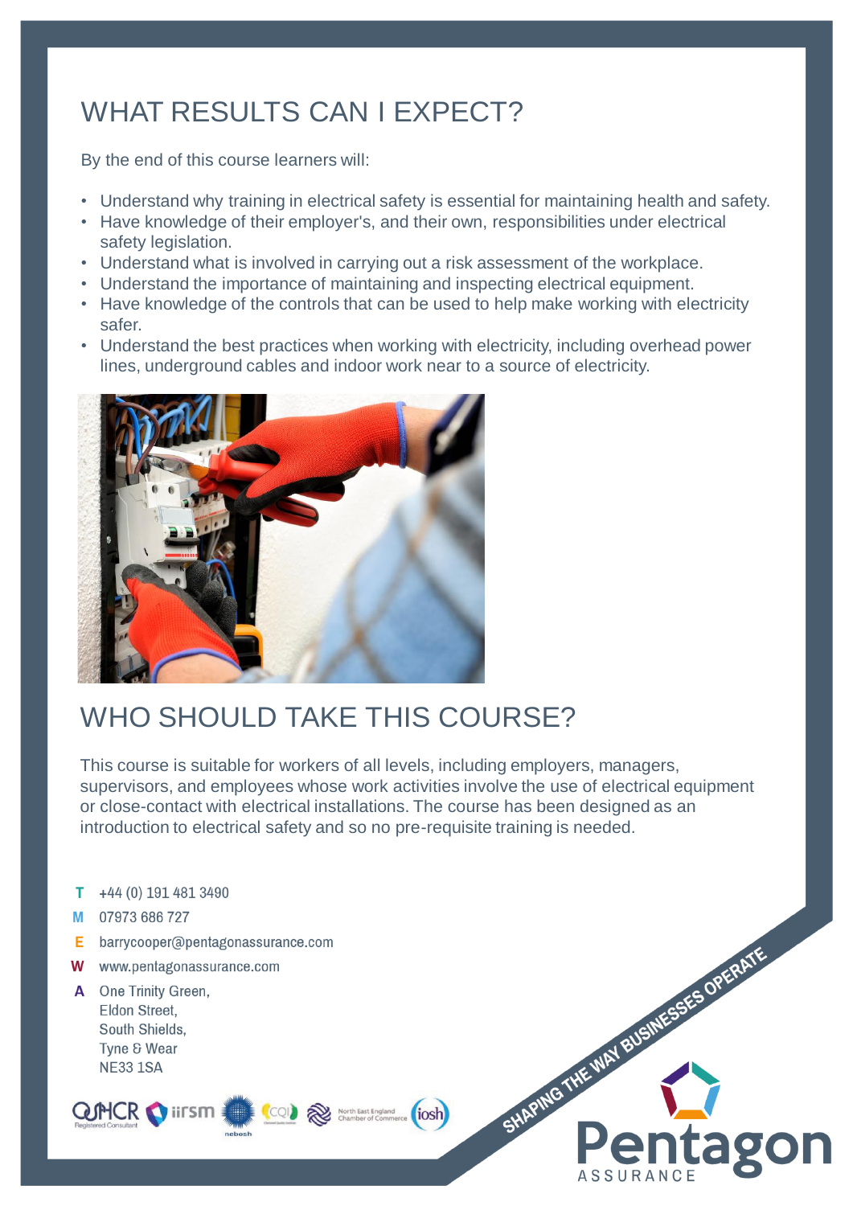## WHAT RESULTS CAN I EXPECT?

By the end of this course learners will:

- Understand why training in electrical safety is essential for maintaining health and safety.
- Have knowledge of their employer's, and their own, responsibilities under electrical safety legislation.
- Understand what is involved in carrying out a risk assessment of the workplace.
- Understand the importance of maintaining and inspecting electrical equipment.
- Have knowledge of the controls that can be used to help make working with electricity safer.
- Understand the best practices when working with electricity, including overhead power lines, underground cables and indoor work near to a source of electricity.

## WHO SHOULD TAKE THIS COURSE?

This course is suitable for workers of all levels, including employers, managers, supervisors, and employees whose work activities involve the use of electrical equipment or close-contact with electrical installations. The course has been designed as an introduction to electrical safety and so no pre-requisite training is needed.

**T** +44 (0) 191 481 3490
**M** 07973 686 727
**E** barrycooper@pentagonassurance.com
**W** www.pentagonassurance.com
**A** One Trinity Green,
Eldon Street,
South Shields,
Tyne & Wear
NE33 1SA

SHAPING THE WAY BUSINESSES OPERATE

Pentagon ASSURANCE